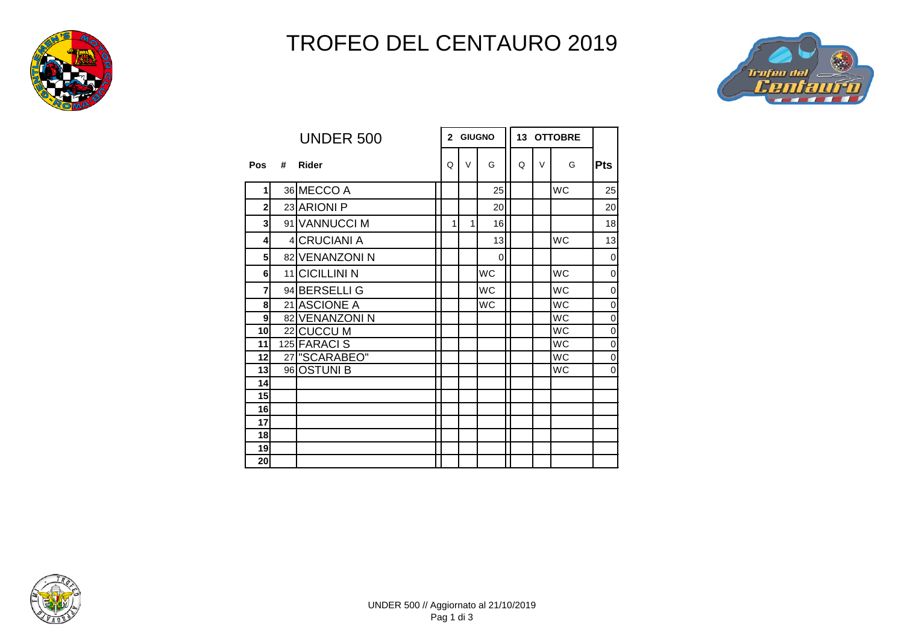# TROFEO DEL CENTAURO 2019

## UNDER 500

| Pos | # | Rider | 2 GIUGNO | | | 13 OTTOBRE | | | Pts |
|---|---|---|---|---|---|---|---|---|---|
| | | | Q | V | G | Q | V | G | |
| 1 | 36 | MECCO A | | | 25 | | | WC | 25 |
| 2 | 23 | ARIONI P | | | 20 | | | | 20 |
| 3 | 91 | VANNUCCI M | 1 | 1 | 16 | | | | 18 |
| 4 | 4 | CRUCIANI A | | | 13 | | | WC | 13 |
| 5 | 82 | VENANZONI N | | | 0 | | | | 0 |
| 6 | 11 | CICILLINI N | | | WC | | | WC | 0 |
| 7 | 94 | BERSELLI G | | | WC | | | WC | 0 |
| 8 | 21 | ASCIONE A | | | WC | | | WC | 0 |
| 9 | 82 | VENANZONI N | | | | | | WC | 0 |
| 10 | 22 | CUCCU M | | | | | | WC | 0 |
| 11 | 125 | FARACI S | | | | | | WC | 0 |
| 12 | 27 | "SCARABEO" | | | | | | WC | 0 |
| 13 | 96 | OSTUNI B | | | | | | WC | 0 |
| 14 | | | | | | | | | |
| 15 | | | | | | | | | |
| 16 | | | | | | | | | |
| 17 | | | | | | | | | |
| 18 | | | | | | | | | |
| 19 | | | | | | | | | |
| 20 | | | | | | | | | |

UNDER 500 // Aggiornato al 21/10/2019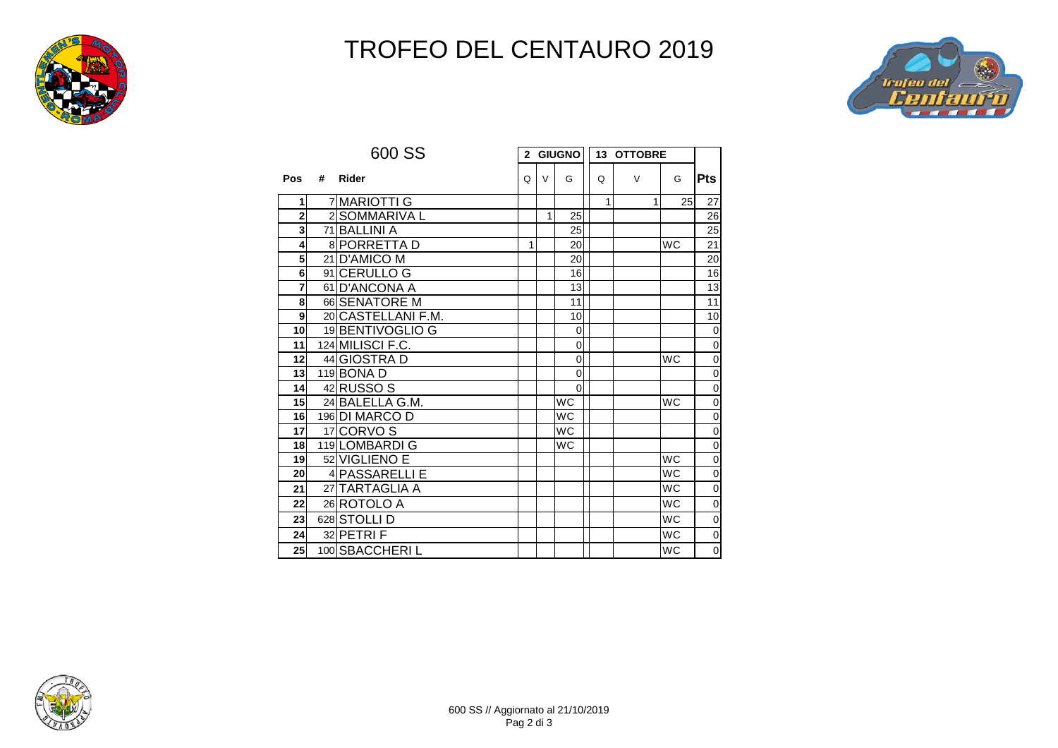# TROFEO DEL CENTAURO 2019

## 600 SS

| Pos | # | Rider | 2 GIUGNO | | | 13 OTTOBRE | | | Pts |
|---|---|---|---|---|---|---|---|---|---|
| | | | Q | V | G | Q | V | G | |
| 1 | 7 | MARIOTTI G | | | | 1 | 1 | 25 | 27 |
| 2 | 2 | SOMMARIVA L | | 1 | 25 | | | | 26 |
| 3 | 71 | BALLINI A | | | 25 | | | | 25 |
| 4 | 8 | PORRETTA D | 1 | | 20 | | | WC | 21 |
| 5 | 21 | D'AMICO M | | | 20 | | | | 20 |
| 6 | 91 | CERULLO G | | | 16 | | | | 16 |
| 7 | 61 | D'ANCONA A | | | 13 | | | | 13 |
| 8 | 66 | SENATORE M | | | 11 | | | | 11 |
| 9 | 20 | CASTELLANI F.M. | | | 10 | | | | 10 |
| 10 | 19 | BENTIVOGLIO G | | | 0 | | | | 0 |
| 11 | 124 | MILISCI F.C. | | | 0 | | | | 0 |
| 12 | 44 | GIOSTRA D | | | 0 | | | WC | 0 |
| 13 | 119 | BONA D | | | 0 | | | | 0 |
| 14 | 42 | RUSSO S | | | 0 | | | | 0 |
| 15 | 24 | BALELLA G.M. | | | WC | | | WC | 0 |
| 16 | 196 | DI MARCO D | | | WC | | | | 0 |
| 17 | 17 | CORVO S | | | WC | | | | 0 |
| 18 | 119 | LOMBARDI G | | | WC | | | | 0 |
| 19 | 52 | VIGLIENO E | | | | | | WC | 0 |
| 20 | 4 | PASSARELLI E | | | | | | WC | 0 |
| 21 | 27 | TARTAGLIA A | | | | | | WC | 0 |
| 22 | 26 | ROTOLO A | | | | | | WC | 0 |
| 23 | 628 | STOLLI D | | | | | | WC | 0 |
| 24 | 32 | PETRI F | | | | | | WC | 0 |
| 25 | 100 | SBACCHERI L | | | | | | WC | 0 |

600 SS // Aggiornato al 21/10/2019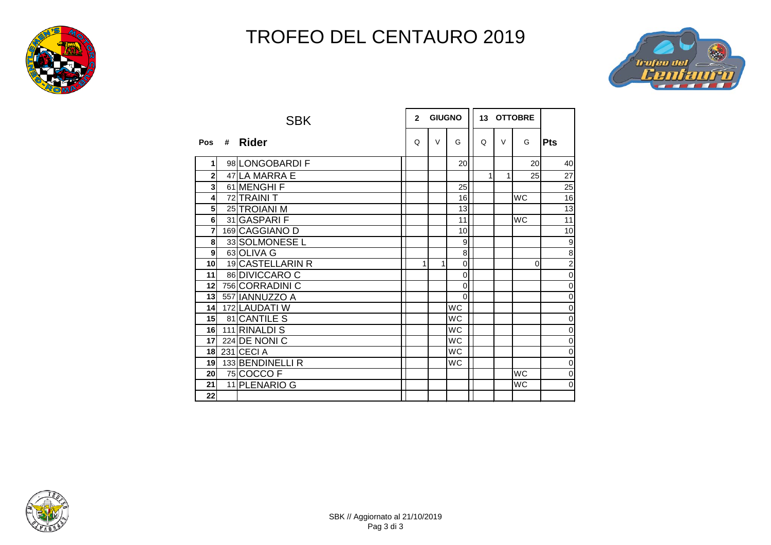# TROFEO DEL CENTAURO 2019

| | | SBK | 2 GIUGNO | | | 13 OTTOBRE | | | |
|---|---|---|---|---|---|---|---|---|---|
| Pos | # | Rider | Q | V | G | Q | V | G | Pts |
| 1 | 98 | LONGOBARDI F | | | 20 | | | 20 | 40 |
| 2 | 47 | LA MARRA E | | | | 1 | 1 | 25 | 27 |
| 3 | 61 | MENGHI F | | | 25 | | | | 25 |
| 4 | 72 | TRAINI T | | | 16 | | | WC | 16 |
| 5 | 25 | TROIANI M | | | 13 | | | | 13 |
| 6 | 31 | GASPARI F | | | 11 | | | WC | 11 |
| 7 | 169 | CAGGIANO D | | | 10 | | | | 10 |
| 8 | 33 | SOLMONESE L | | | 9 | | | | 9 |
| 9 | 63 | OLIVA G | | | 8 | | | | 8 |
| 10 | 19 | CASTELLARIN R | 1 | 1 | 0 | | | 0 | 2 |
| 11 | 86 | DIVICCARO C | | | 0 | | | | 0 |
| 12 | 756 | CORRADINI C | | | 0 | | | | 0 |
| 13 | 557 | IANNUZZO A | | | 0 | | | | 0 |
| 14 | 172 | LAUDATI W | | | WC | | | | 0 |
| 15 | 81 | CANTILE S | | | WC | | | | 0 |
| 16 | 111 | RINALDI S | | | WC | | | | 0 |
| 17 | 224 | DE NONI C | | | WC | | | | 0 |
| 18 | 231 | CECI A | | | WC | | | | 0 |
| 19 | 133 | BENDINELLI R | | | WC | | | | 0 |
| 20 | 75 | COCCO F | | | | | | WC | 0 |
| 21 | 11 | PLENARIO G | | | | | | WC | 0 |
| 22 | | | | | | | | | |

SBK // Aggiornato al 21/10/2019